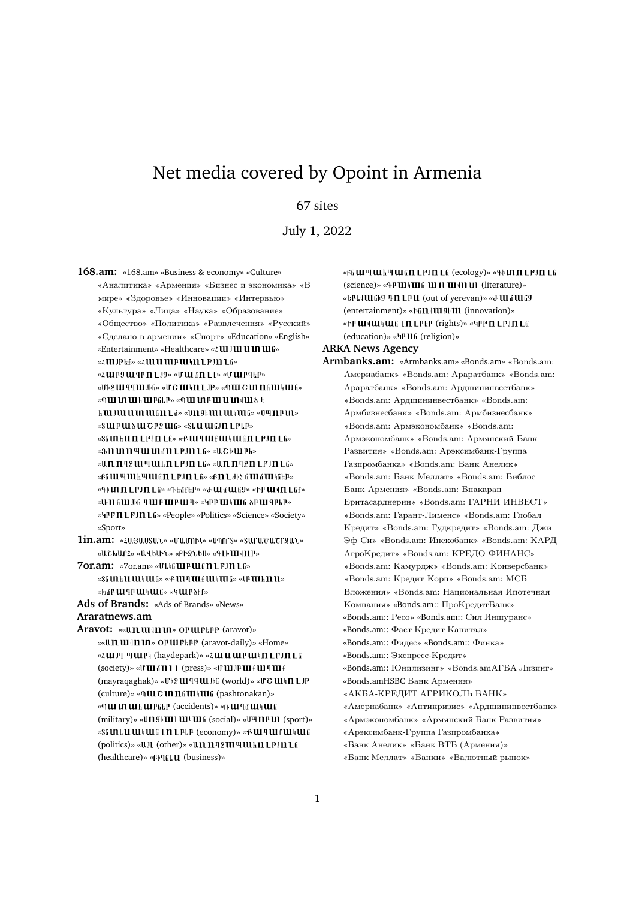# Net media covered by Opoint in Armenia

67 sites

July 1, 2022

**168.am:** «168.am» «Business & economy» «Culture» «Аналитика» «Армения» «Бизнес и экономика» «В мире» «Здоровье» «Инновации» «Интервью» «Культура» «Лица» «Наука» «Образование» «Общество» «Политика» «Развлечения» «Русский» «Сделано в армении» «Спорт» «Education» «English» «Entertainment» «Healthcare» «Հայաստան» «Հայերեն» «Հասարակություն» «Հարցազրույց» «Մամուլ» «Մարդիկ» «Միջազգային» «Մշակույթ» «Պաշտոնական» «Պատահարներ» «Պաշտպանական և հայաստանյան» «Սոցիալական» «Սպորտ» «Տարածաշրջան» «Տեսանյութեր» «Տնտեսություն» «Քաղաքականություն» «Ֆոտոպատմություն» «Աշխարհ» «Առողջապահություն» «Առողջություն» «Բնապահպանություն» «Բոլոր նամակներ» «Գիտություն» «Դեմքեր» «Ժամանց» «Իրավունք» «Կրթական գրադարան» «Կրթական ծրագրեր» «Կրթություն» «People» «Politics» «Science» «Society» «Sport»

**1in.am:** «ՀԱՅԱՍՏԱՆ» «ՄԱՄՈՒԼ» «ՍՊՈՐՏ» «ՏԱՐԱԾԱՇՐՋԱՆ» «ԱՇԽԱՐՀ» «ԱՎԵԼԻՆ» «ԲԻԶՆԵՍ» «ԳԻՏԱԿՈՒՄ»

**7or.am:** «7or.am» «Մեկնաբանություն» «Տնտեսական» «Քաղաքական» «Լրահոս» «Խմբագրական» «Կարծիք»

**Ads of Brands:** «Ads of Brands» «News»

**Araratnews.am**

**Aravot:** ««Առավոտ» օրաթերթ (aravot)» ««Առավոտ» օրաթերթ (aravot-daily)» «Home» «Հայդ պարկ (haydepark)» «Հասարակություն (society)» «Մամուլ (press)» «Մայրաքաղաք (mayraqaghak)» «Միջազգային (world)» «Մշակույթ (culture)» «Պաշտոնական (pashtonakan)» «Պատահարներ (accidents)» «Ռազմական (military)» «Սոցիալական (social)» «Սպորտ (sport)» «Տնտեսական լուրեր (economy)» «Քաղաքական (politics)» «Այլ (other)» «Առողջապահություն (healthcare)» «Բիզնես (business)» «Բնապահպանություն (ecology)» «Գիտություն (science)» «Գրական առավոտ (literature)» «Երևանից դուրս (out of yerevan)» «Ժամանց (entertainment)» «Ինովացիա (innovation)» «Իրավական լուրեր (rights)» «Կրթություն (education)» «Կրոն (religion)»

**ARKA News Agency**

**Armbanks.am:** «Armbanks.am» «Bonds.am» «Bonds.am: Америабанк» «Bonds.am: Араратбанк» «Bonds.am: Араратбанк» «Bonds.am: Ардшининвестбанк» «Bonds.am: Ардшининвестбанк» «Bonds.am: Армбизнесбанк» «Bonds.am: Армбизнесбанк» «Bonds.am: Армэкономбанк» «Bonds.am: Армэкономбанк» «Bonds.am: Армянский Банк Развития» «Bonds.am: Арэксимбанк-Группа Газпромбанка» «Bonds.am: Банк Анелик» «Bonds.am: Банк Меллат» «Bonds.am: Библос Банк Армения» «Bonds.am: Бнакаран Еритасарднерин» «Bonds.am: ГАРНИ ИНВЕСТ» «Bonds.am: Гарант-Лименс» «Bonds.am: Глобал Кредит» «Bonds.am: Гудкредит» «Bonds.am: Джи Эф Си» «Bonds.am: Инекобанк» «Bonds.am: КАРД АгроКредит» «Bonds.am: КРЕДО ФИНАНС» «Bonds.am: Камурдж» «Bonds.am: Конверсбанк» «Bonds.am: Кредит Корп» «Bonds.am: МСБ Вложения» «Bonds.am: Национальная Ипотечная Компания» «Bonds.am:: ПроКредитБанк» «Bonds.am:: Ресо» «Bonds.am:: Сил Иншуранс» «Bonds.am:: Фаст Кредит Капитал» «Bonds.am:: Фидес» «Bonds.am:: Финка» «Bonds.am:: Экспресс-Кредит» «Bonds.am:: Юнилизинг» «Bonds.amАГБА Лизинг» «Bonds.amHSBC Банк Армения» «АКБА-КРЕДИТ АГРИКОЛЬ БАНК» «Америабанк» «Антикризис» «Ардшининвестбанк» «Армэкономбанк» «Армянский Банк Развития» «Арэксимбанк-Группа Газпромбанка» «Банк Анелик» «Банк ВТБ (Армения)» «Банк Меллат» «Банки» «Валютный рынок»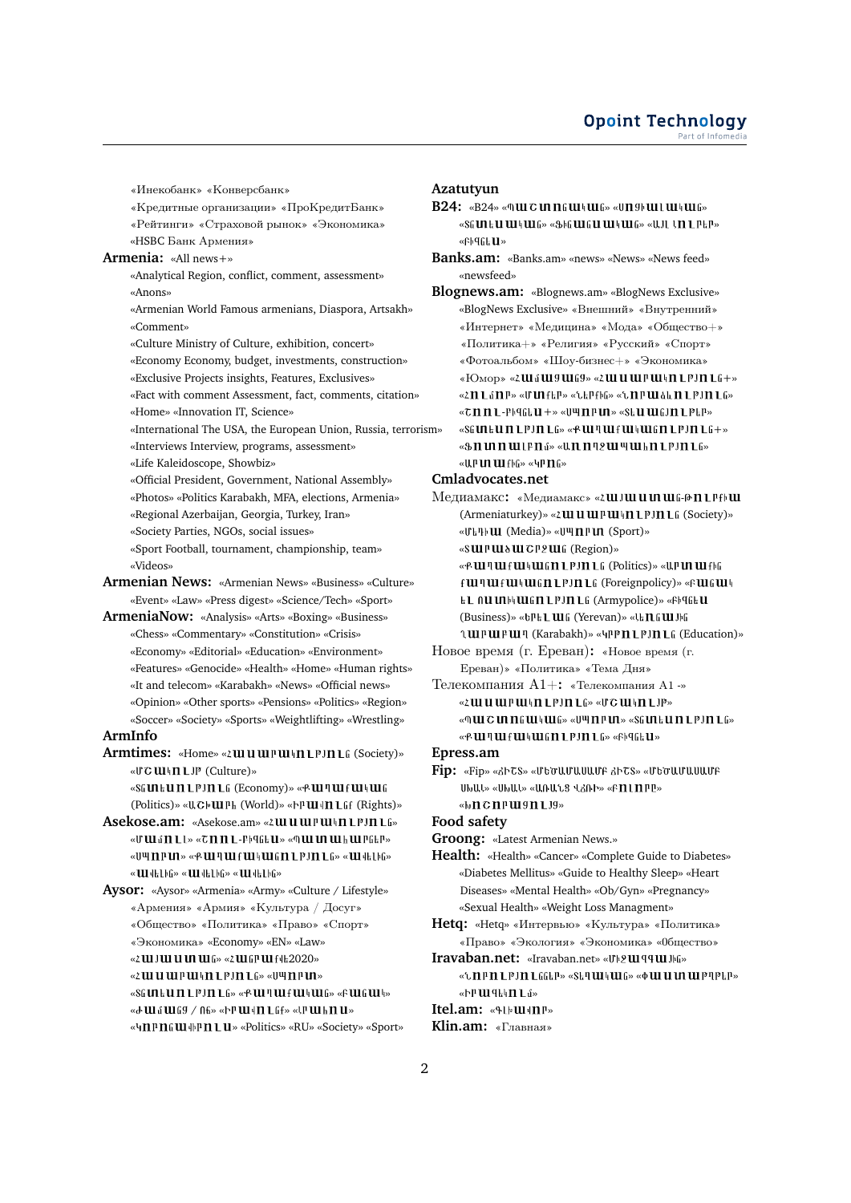«Инекобанк» «Конверсбанк» «Кредитные организации» «ПроКредитБанк» «Рейтинги» «Страховой рынок» «Экономика» «HSBC Банк Армения»

**Armenia:** «All news+» «Analytical Region, conflict, comment, assessment» «Anons» «Armenian World Famous armenians, Diaspora, Artsakh» «Comment» «Culture Ministry of Culture, exhibition, concert» «Economy Economy, budget, investments, construction» «Exclusive Projects insights, Features, Exclusives» «Fact with comment Assessment, fact, comments, citation» «Home» «Innovation IT, Science» «International The USA, the European Union, Russia, terrorism» «Interviews Interview, programs, assessment» «Life Kaleidoscope, Showbiz» «Official President, Government, National Assembly» «Photos» «Politics Karabakh, MFA, elections, Armenia» «Regional Azerbaijan, Georgia, Turkey, Iran» «Society Parties, NGOs, social issues» «Sport Football, tournament, championship, team» «Videos»

**Armenian News:** «Armenian News» «Business» «Culture» «Event» «Law» «Press digest» «Science/Tech» «Sport»

**ArmeniaNow:** «Analysis» «Arts» «Boxing» «Business» «Chess» «Commentary» «Constitution» «Crisis» «Economy» «Editorial» «Education» «Environment» «Features» «Genocide» «Health» «Home» «Human rights» «It and telecom» «Karabakh» «News» «Official news» «Opinion» «Other sports» «Pensions» «Politics» «Region» «Soccer» «Society» «Sports» «Weightlifting» «Wrestling»

**ArmInfo**

**Armtimes:** «Home» «Հասարակություն (Society)» «Մշակույթ (Culture)» «Տնտեսություն (Economy)» «Քաղաքական (Politics)» «Աշխարհ (World)» «Իրավունք (Rights)»

**Asekose.am:** «Asekose.am» «Հասարակություն» «Մամուլ» «Շոու-բիզնես» «Պատահարներ» «Սպորտ» «Քաղաքականություն» «Ավելին» «Ավելին» «Ավելին»

**Aysor:** «Aysor» «Armenia» «Army» «Culture / Lifestyle» «Армения» «Армия» «Культура / Досуг» «Общество» «Политика» «Право» «Спорт» «Экономика» «Economy» «EN» «Law» «Հայաստան» «Հանրաքվե2020» «Հասարակություն» «Սպորտ» «Տնտեսություն» «Քաղաքական» «Բանակ» «Ժամանց / Ոճ» «Իրավունք» «Լրահոս» «Կորոնավիրուս» «Politics» «RU» «Society» «Sport»

**Azatutyun**

**B24:** «B24» «Պաշտոնական» «Սոցիալական» «Տնտեսական» «Ֆինանսական» «Այլ նորեր» «Բիզնես»

**Banks.am:** «Banks.am» «news» «News» «News feed» «newsfeed»

**Blognews.am:** «Blognews.am» «BlogNews Exclusive» «BlogNews Exclusive» «Внешний» «Внутренний» «Интернет» «Медицина» «Мода» «Общество+» «Политика+» «Религия» «Русский» «Спорт» «Фотоальбом» «Шоу-бизнес+» «Экономика» «Юмор» «Համացանց» «Հասարակություն+» «Հումոր» «Մոդա» «Ներքին» «Նորաձևություն» «Շոու-բիզնես+» «Սպորտ» «Տնտեսություն» «Քաղաքականություն+» «Ֆոտոալբոմ» «Առողջապահություն» «Արտաքին» «Կրոն»

**Cmladvocates.net**

Медиамакс**:** «Медиамакс» «Հայաստան-Թուրքիա (Armeniaturkey)» «Հասարակություն (Society)» «Մեդիա (Media)» «Սպորտ (Sport)» «Տարածաշրջան (Region)» «Քաղաքականություն (Politics)» «Արտաքին քաղաքականություն (Foreignpolicy)» «Բանակ և ոստիկանություն (Armypolice)» «Բիզնես (Business)» «Երևան (Yerevan)» «Լեռնային Ղարաբաղ (Karabakh)» «Կրթություն (Education)»

Новое время (г. Ереван)**:** «Новое время (г. Ереван)» «Политика» «Тема Дня»

Телекомпания A1+**:** «Телекомпания A1 -» «Հասարակություն» «Մշակույթ» «Պաշտոնական» «Սպորտ» «Տնտեսություն» «Քաղաքականություն» «Բիզնես»

**Epress.am**

**Fip:** «Fip» «ՃԻՇՏ» «ՄԵԾԱՄԱՍԱՄԲ ՃԻՇՏ» «ՄԵԾԱՄԱՍԱՄԲ ՍԽԱԼ» «ՍԽԱԼ» «ԱՌԱՆՑ ՎՃԻՌԻ» «ԲՈԼՈՐԸ» «Խոշորացույց»

**Food safety**

**Groong:** «Latest Armenian News.»

**Health:** «Health» «Cancer» «Complete Guide to Diabetes» «Diabetes Mellitus» «Guide to Healthy Sleep» «Heart Diseases» «Mental Health» «Ob/Gyn» «Pregnancy» «Sexual Health» «Weight Loss Managment»

**Hetq:** «Hetq» «Интервью» «Культура» «Политика» «Право» «Экология» «Экономика» «Общество»

**Iravaban.net:** «Iravaban.net» «Միջազգային» «Նորություններ» «Տեղական» «Փաստաթղթեր» «Իրավունք»

**Itel.am:** «Գլխավոր»

**Klin.am:** «Главная»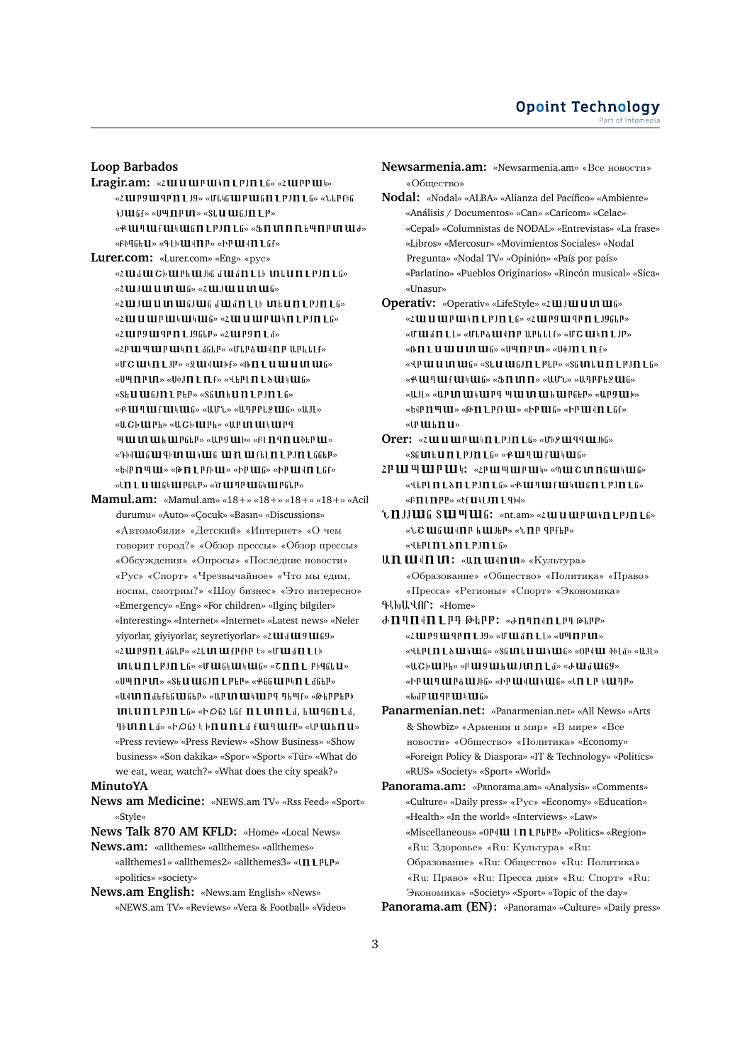**Loop Barbados**

**Lragir.am:** «Հասարակություն» «Հարցազրույց» «Մեկնաբանություն» «Ներքին կյանք» «Սպորտ» «Տնտեսություն» «Քաղաքականություն» «Ֆոտոռեպորտաժ» «Բիզնես» «Գլխավոր» «Իրավունք»

**Lurer.com:** «Lurer.com» «Eng» «рус» «Համաշխարհային մամուլի տեսություն» «Հայաստան» «Հայաստան» «Հայաստանյան մամուլի տեսություն» «Հասարակական» «Հասարակություն» «Հարցազրույցներ» «Հարցում» «Հրապարակումներ» «Մերձավոր Արևելք» «Մշակույթ» «Ջավախք» «Սպորտ» «Սփյուռք» «Կերլուծականներ» «Տեսանյութեր» «Տնտեսություն» «Քաղաքական» «ԱՄՆ» «Ադրբեջան» «Այլ» «Աշխարհ» «Աշխարհ» «Արտակարգ պատահարներ» «Դիվանագիտական առաքելություններ» «Եվրոպա» «Թուրքիա» «Իրան» «Իրավունք» «Լուսանկարներ» «Ճանապարհներ»

**Mamul.am:** «Mamul.am» «18+» «18+» «18+» «18+» «Acil durumu» «Auto» «Çocuk» «Basın» «Discussions» «Автомобили» «Детский» «Интернет» «О чем говорит город?» «Обзор прессы» «Обзор прессы» «Обсуждения» «Опросы» «Последние новости» «Рус» «Спорт» «Чрезвычайное» «Что мы едим, носим, смотрим?» «Шоу бизнес» «Это интересно» «Emergency» «Eng» «For children» «Ilginç bilgiler» «Interesting» «Internet» «Internet» «Latest news» «Neler yiyorlar, giyiyorlar, seyretiyorlar» «Հայաստան» «Հարցումներ» «Հետաքրքիր է» «Մամուլի տեսություն» «Մանկական» «Շոու բիզնես» «Սպորտ» «Տեսանյութեր» «Քննարկումներ» «Արտակարգ դեպքեր» «Թերթերի տեսություն» «Ինչ ենք ուտում, հագնում, դիտում» «Ինչ է խոսում քաղաքը» «Լրահոս» «Press review» «Press Review» «Show Business» «Show business» «Son dakika» «Spor» «Sport» «Tür» «What do we eat, wear, watch?» «What does the city speak?»

**MinutoYA**

**News am Medicine:** «NEWS.am TV» «Rss Feed» «Sport» «Style»

**News Talk 870 AM KFLD:** «Home» «Local News»

**News.am:** «allthemes» «allthemes» «allthemes» «allthemes1» «allthemes2» «allthemes3» «Լուրեր» «politics» «society»

**News.am English:** «News.am English» «News» «NEWS.am TV» «Reviews» «Vera & Football» «Video»

**Newsarmenia.am:** «Newsarmenia.am» «Все новости» «Общество»

**Nodal:** «Nodal» «ALBA» «Alianza del Pacífico» «Ambiente» «Análisis / Documentos» «Can» «Caricom» «Celac» «Cepal» «Columnistas de NODAL» «Entrevistas» «La frase» «Libros» «Mercosur» «Movimientos Sociales» «Nodal Pregunta» «Nodal TV» «Opinión» «País por país» «Parlatino» «Pueblos Originarios» «Rincón musical» «Sica» «Unasur»

**Operativ:** «Operativ» «LifeStyle» «Հայաստան» «Հասարակություն» «Հարցազրույցներ» «Մամուլ» «Մերձավոր Արևելք» «Մշակույթ» «Ռուսաստան» «Սպորտ» «Սփյուռք» «Կարևոր» «Տեսանյութեր» «Տնտեսություն» «Քաղաքական» «Ֆոտո» «ԱՄՆ» «Ադրբեջան» «Այլ» «Արտակարգ պատահարներ» «Արցախ» «Եվրոպա» «Թուրքիա» «Իրան» «Իրավունք» «Լրահոս»

**Orer:** «Հասարակություն» «Միջազգային» «Տնտեսություն» «Քաղաքականություն»

**Հրապարակ:** «Հրապարակ» «Պաշտոնական» «Վերլուծություն» «Քաղաքականություն» «Բոլորը» «Եզակի» «Ֆոտոլուր»

**Նոյյան Տապան:** «nt.am» «Հասարակություն» «Նշանավոր հայեր» «Նոր գրքեր» «Վերլուծություն»

**Առավոտ:** «Առավոտ» «Культура» «Образование» «Общество» «Политика» «Право» «Пресса» «Регионы» «Спорт» «Экономика»

**ԳԼԽԱՎՈՐ:** «Home»

**Ժողովուրդ թերթ:** «Ժողովուրդ թերթ» «Հարցազրույց» «Մամուլ» «Մշակույթ» «Վերլուծական» «Տնտեսական» «Օրվա ֆիլմ» «Այլ» «Աշխարհ» «Բացահայտում» «Ժամանց» «Իրավական» «Իրավական» «Լուր կար» «Խմբագրական»

**Panarmenian.net:** «Panarmenian.net» «All News» «Arts & Showbiz» «Армения и мир» «В мире» «Все новости» «Общество» «Политика» «Economy» «Foreign Policy & Diaspora» «IT & Technology» «Politics» «RUS» «Society» «Sport» «World»

**Panorama.am:** «Panorama.am» «Analysis» «Comments» «Culture» «Daily press» «Рус» «Economy» «Education» «Health» «In the world» «Interviews» «Law» «Miscellaneous» «Օրվա լուրեր» «Politics» «Region» «Ru: Здоровье» «Ru: Культура» «Ru: Образование» «Ru: Общество» «Ru: Политика» «Ru: Право» «Ru: Пресса дня» «Ru: Спорт» «Ru: Экономика» «Society» «Sport» «Topic of the day»

**Panorama.am (EN):** «Panorama» «Culture» «Daily press»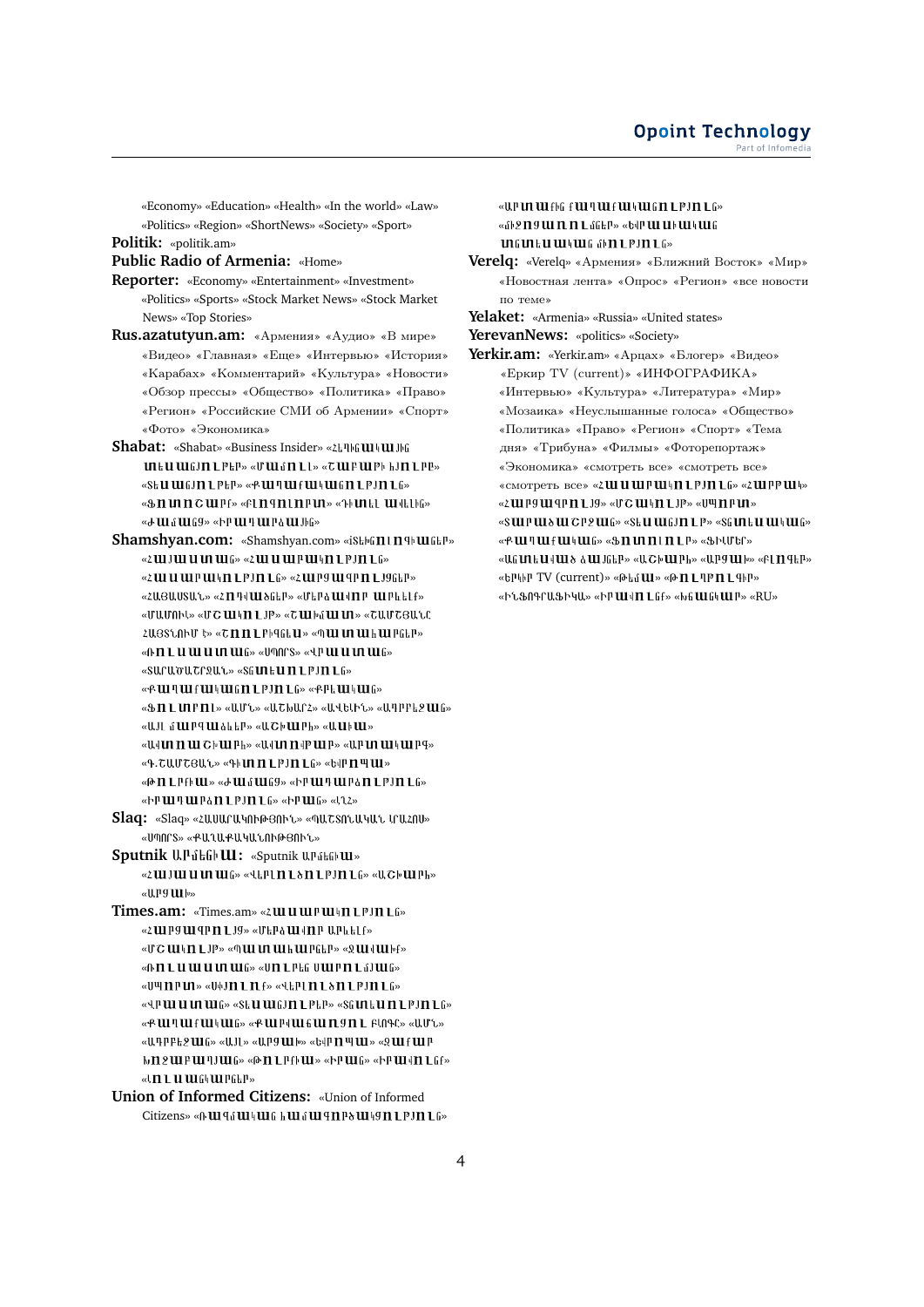«Economy» «Education» «Health» «In the world» «Law» «Politics» «Region» «ShortNews» «Society» «Sport»

**Politik:** «politik.am»

**Public Radio of Armenia:** «Home»

**Reporter:** «Economy» «Entertainment» «Investment» «Politics» «Sports» «Stock Market News» «Stock Market News» «Top Stories»

**Rus.azatutyun.am:** «Армения» «Аудио» «В мире» «Видео» «Главная» «Еще» «Интервью» «История» «Карабах» «Комментарий» «Культура» «Новости» «Обзор прессы» «Общество» «Политика» «Право» «Регион» «Российские СМИ об Армении» «Спорт» «Фото» «Экономика»

**Shabat:** «Shabat» «Business Insider» «Հեղինակային տեսանյութեր» «Մամուլ» «Ճարտարի հյուրը» «Տեսանյութեր» «Քաղաքականություն» «Ֆոտոշար» «Բլոգոլոգիա» «Դիտել ավելին» «Ժամանց» «Իրադարձային»

**Shamshyan.com:** «Shamshyan.com» «Տեսանյութեր» «Հայաստան» «Հասարակություն» «Հասարակություն» «Հարցազրույցներ» «ՀԱՅԱՍՏԱՆ» «ՀՈԳԵՎԱՐՆԵՐ» «ՄԵԾ ԱՐԵՎԵԼՔ» «ՄԱՄՈՒԼ» «Մշակույթ» «Շախմատ» «ՇԱՄՇՅԱՆԻ ՀԱՅՏՆՈՒՄ Է» «Շոուբիզնես» «Պատահարներ» «Խուլիգանություն» «ՍՊՈՐՏ» «Վրաստան» «ՏԱՐԱԾԱՇՐՋԱՆ» «Տնտեսություն» «Քաղաքականություն» «Բանակ» «Ֆուտբոլ» «ԱՄՆ» «Ազգային» «Ակնարկներ» «Այլ մարզաձևեր» «Աշխարհ» «Ամառ» «Ավտոաշխարհ» «Ավտովթար» «Արտակարգ» «Գ.ԾԱՌՈՒԿՅԱՆ» «Դիտողություն» «Եկրոպա» «Թուրքիա» «Ժամանց» «Իրադարձություն» «Իրավախախտություն» «Իրան» «ԼՂՀ»

**Slaq:** «Slaq» «ՀԱՍԱՐԱԿՈՒԹՅՈՒՆ» «ՊԱՇՏՈՆԱԿԱՆ ԼՐԱՀՈՍ» «ՍՊՈՐՏ» «ՔԱՂԱՔԱԿԱՆՈՒԹՅՈՒՆ»

**Sputnik Արմենիա:** «Sputnik Արմենիա» «Հայաստան» «Վերլուծություն» «Աշխարհ» «Արցախ»

**Times.am:** «Times.am» «Հասարակություն» «Հարցազրույց» «Մեծ Արևելք» «Մշակույթ» «Պատահարներ» «Ջավախք» «Ռուսաստան» «Սուրեն Սարումյան» «Սպորտ» «Սփյուռք» «Վերլուծություն» «Վրաստան» «Տնտեսություն» «Տեխնոլոգիա» «Քաղաքականություն» «Քարտեզ» «Քաղաքական բանավեճ ԲՀԿ» «ԱՄՆ» «Ադրբեջան» «Այլ» «Արցախ» «Եվրոպա» «Զինվոր խոշորացույց» «Թուրքիա» «Իրան» «Իրավունք» «Լուսանկարներ»

**Union of Informed Citizens:** «Union of Informed Citizens» «Իսկական կամ կեղծ լուրեր» «Արտաքին քաղաքականություն» «Միջազգային հարաբերություններ» «Եվրասիական միություն» «Տնտեսական միություն»

**Verelq:** «Verelq» «Армения» «Ближний Восток» «Мир» «Новостная лента» «Опрос» «Регион» «все новости по теме»

**Yelaket:** «Armenia» «Russia» «United states»

**YerevanNews:** «politics» «Society»

**Yerkir.am:** «Yerkir.am» «Арцах» «Блогер» «Видео» «Еркир TV (current)» «ИНФОГРАФИКА» «Интервью» «Культура» «Литература» «Мир» «Мозаика» «Неуслышанные голоса» «Общество» «Политика» «Право» «Регион» «Спорт» «Тема дня» «Трибуна» «Фильмы» «Фоторепортаж» «Экономика» «смотреть все» «смотреть все» «смотреть все» «Հասարակություն» «Հարցազրույց» «Մշակույթ» «Սպորտ» «Տարածաշրջան» «Տնտեսություն» «Քաղաքական» «Ֆոտոշար» «Ֆիլմեր» «Անտեսված ձայներ» «Աշխարհ» «Արցախ» «Բլոգեր» «Երկիր TV (current)» «Թեմա» «Թուղթեր» «Ինֆոգրաֆիկա» «Իրավունք» «Խճանկար» «RU»